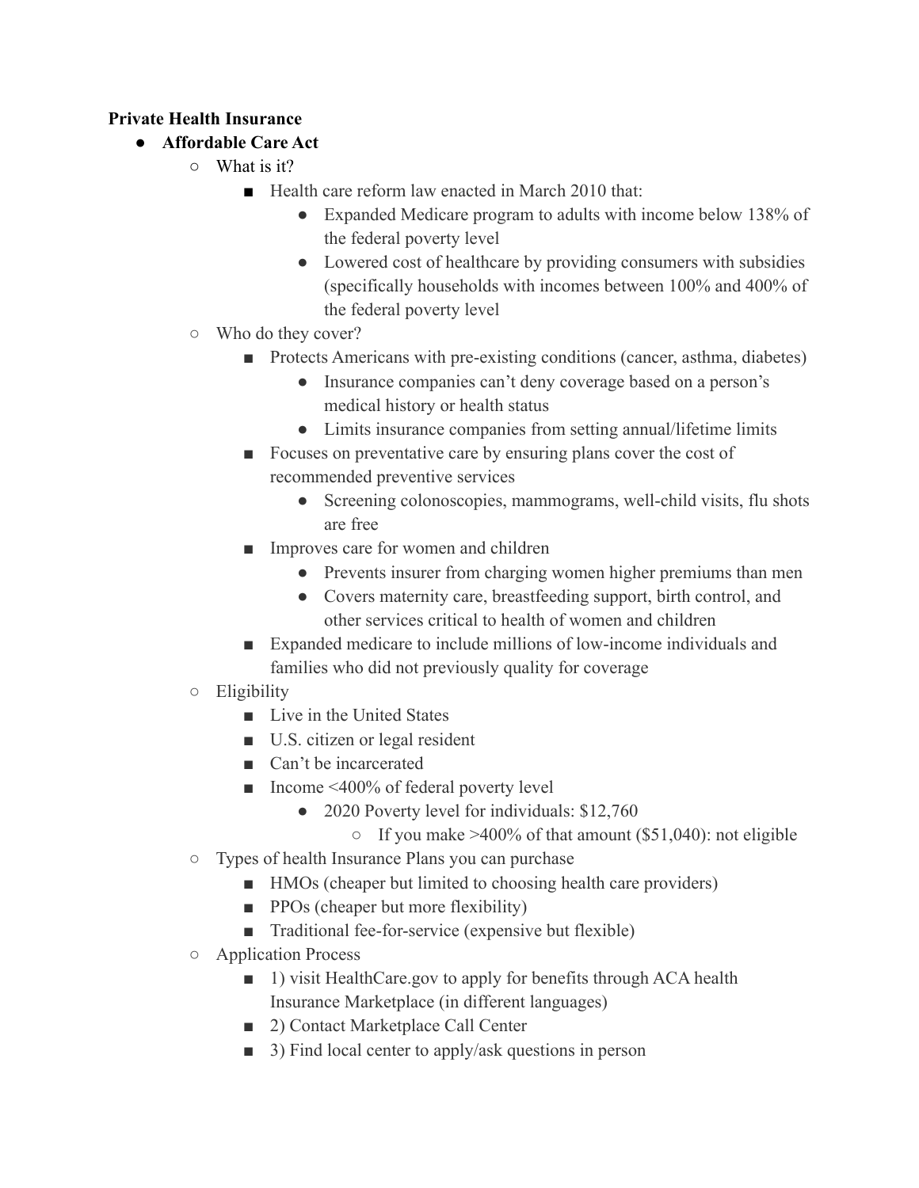**Private Health Insurance**

- **Affordable Care Act**
    - What is it?
        - Health care reform law enacted in March 2010 that:
            - Expanded Medicare program to adults with income below 138% of the federal poverty level
            - Lowered cost of healthcare by providing consumers with subsidies (specifically households with incomes between 100% and 400% of the federal poverty level
    - Who do they cover?
        - Protects Americans with pre-existing conditions (cancer, asthma, diabetes)
            - Insurance companies can't deny coverage based on a person's medical history or health status
            - Limits insurance companies from setting annual/lifetime limits
        - Focuses on preventative care by ensuring plans cover the cost of recommended preventive services
            - Screening colonoscopies, mammograms, well-child visits, flu shots are free
        - Improves care for women and children
            - Prevents insurer from charging women higher premiums than men
            - Covers maternity care, breastfeeding support, birth control, and other services critical to health of women and children
        - Expanded medicare to include millions of low-income individuals and families who did not previously quality for coverage
    - Eligibility
        - Live in the United States
        - U.S. citizen or legal resident
        - Can't be incarcerated
        - Income <400% of federal poverty level
            - 2020 Poverty level for individuals: $12,760
                - If you make >400% of that amount ($51,040): not eligible
    - Types of health Insurance Plans you can purchase
        - HMOs (cheaper but limited to choosing health care providers)
        - PPOs (cheaper but more flexibility)
        - Traditional fee-for-service (expensive but flexible)
    - Application Process
        - 1) visit HealthCare.gov to apply for benefits through ACA health Insurance Marketplace (in different languages)
        - 2) Contact Marketplace Call Center
        - 3) Find local center to apply/ask questions in person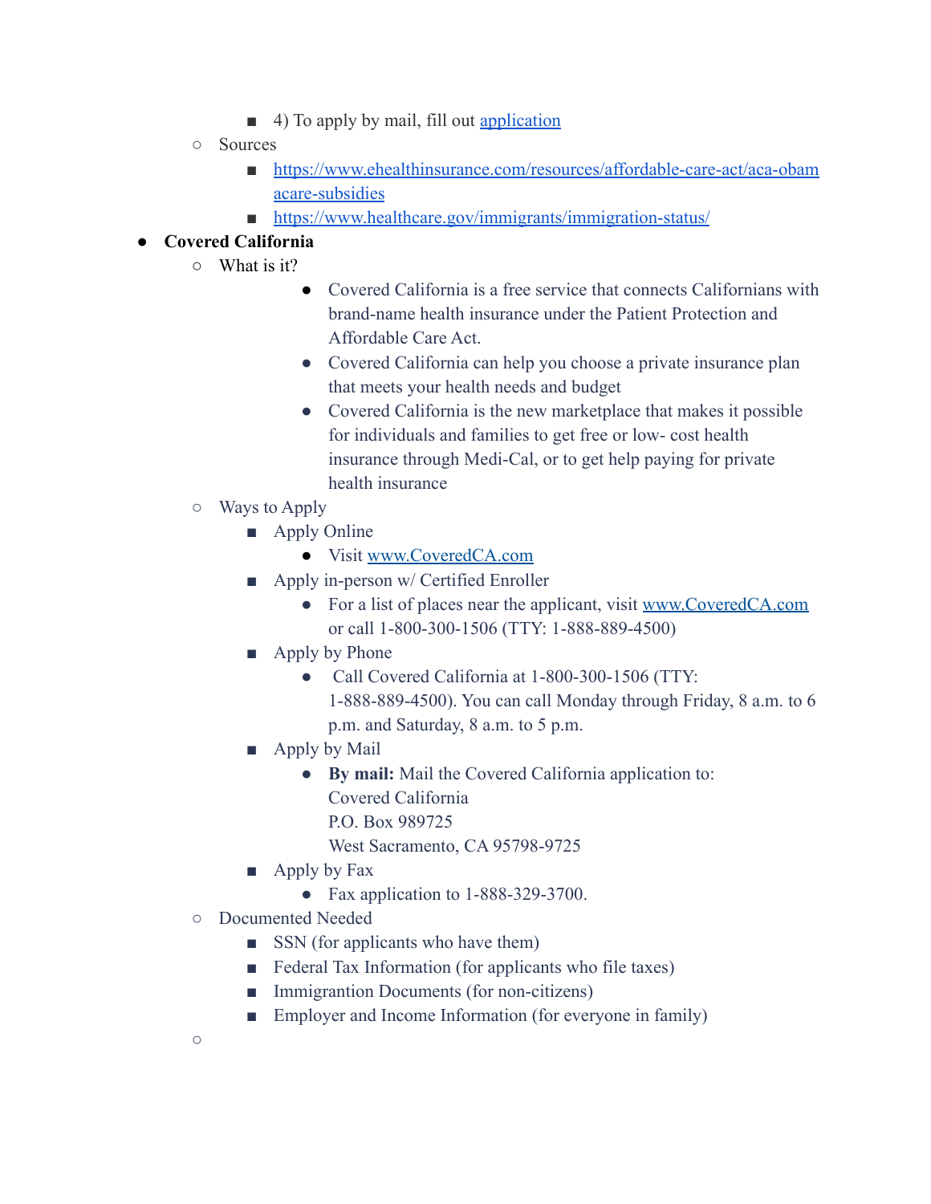- 4) To apply by mail, fill out [application]()
    - Sources
        - [https://www.ehealthinsurance.com/resources/affordable-care-act/aca-obamacare-subsidies](https://www.ehealthinsurance.com/resources/affordable-care-act/aca-obamacare-subsidies)
        - [https://www.healthcare.gov/immigrants/immigration-status/](https://www.healthcare.gov/immigrants/immigration-status/)
- **Covered California**
    - What is it?
        - Covered California is a free service that connects Californians with brand-name health insurance under the Patient Protection and Affordable Care Act.
        - Covered California can help you choose a private insurance plan that meets your health needs and budget
        - Covered California is the new marketplace that makes it possible for individuals and families to get free or low- cost health insurance through Medi-Cal, or to get help paying for private health insurance
    - Ways to Apply
        - Apply Online
            - Visit [www.CoveredCA.com](http://www.CoveredCA.com)
        - Apply in-person w/ Certified Enroller
            - For a list of places near the applicant, visit [www.CoveredCA.com](http://www.CoveredCA.com) or call 1-800-300-1506 (TTY: 1-888-889-4500)
        - Apply by Phone
            - Call Covered California at 1-800-300-1506 (TTY: 1-888-889-4500). You can call Monday through Friday, 8 a.m. to 6 p.m. and Saturday, 8 a.m. to 5 p.m.
        - Apply by Mail
            - **By mail:** Mail the Covered California application to:
              Covered California
              P.O. Box 989725
              West Sacramento, CA 95798-9725
        - Apply by Fax
            - Fax application to 1-888-329-3700.
    - Documented Needed
        - SSN (for applicants who have them)
        - Federal Tax Information (for applicants who file taxes)
        - Immigrantion Documents (for non-citizens)
        - Employer and Income Information (for everyone in family)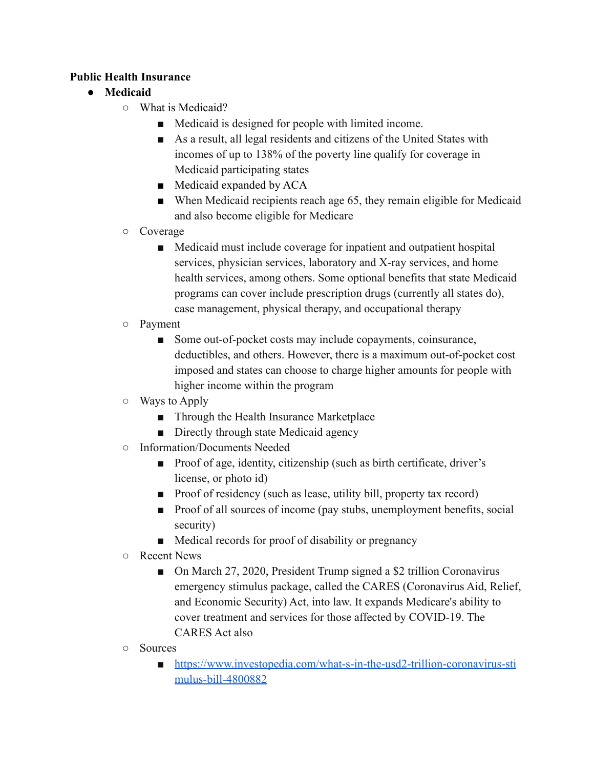**Public Health Insurance**

- **Medicaid**
    - What is Medicaid?
        - Medicaid is designed for people with limited income.
        - As a result, all legal residents and citizens of the United States with incomes of up to 138% of the poverty line qualify for coverage in Medicaid participating states
        - Medicaid expanded by ACA
        - When Medicaid recipients reach age 65, they remain eligible for Medicaid and also become eligible for Medicare
    - Coverage
        - Medicaid must include coverage for inpatient and outpatient hospital services, physician services, laboratory and X-ray services, and home health services, among others. Some optional benefits that state Medicaid programs can cover include prescription drugs (currently all states do), case management, physical therapy, and occupational therapy
    - Payment
        - Some out-of-pocket costs may include copayments, coinsurance, deductibles, and others. However, there is a maximum out-of-pocket cost imposed and states can choose to charge higher amounts for people with higher income within the program
    - Ways to Apply
        - Through the Health Insurance Marketplace
        - Directly through state Medicaid agency
    - Information/Documents Needed
        - Proof of age, identity, citizenship (such as birth certificate, driver's license, or photo id)
        - Proof of residency (such as lease, utility bill, property tax record)
        - Proof of all sources of income (pay stubs, unemployment benefits, social security)
        - Medical records for proof of disability or pregnancy
    - Recent News
        - On March 27, 2020, President Trump signed a $2 trillion Coronavirus emergency stimulus package, called the CARES (Coronavirus Aid, Relief, and Economic Security) Act, into law. It expands Medicare's ability to cover treatment and services for those affected by COVID-19. The CARES Act also
    - Sources
        - [https://www.investopedia.com/what-s-in-the-usd2-trillion-coronavirus-stimulus-bill-4800882](https://www.investopedia.com/what-s-in-the-usd2-trillion-coronavirus-stimulus-bill-4800882)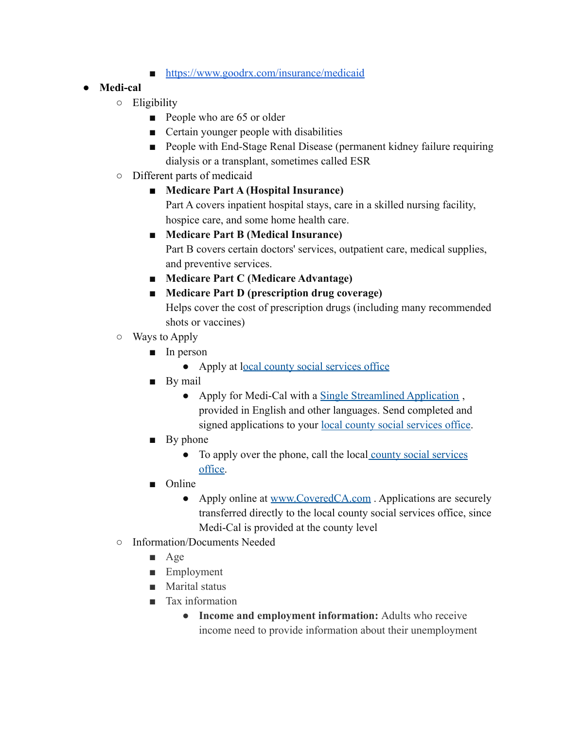- [https://www.goodrx.com/insurance/medicaid](https://www.goodrx.com/insurance/medicaid)
- **Medi-cal**
    - Eligibility
        - People who are 65 or older
        - Certain younger people with disabilities
        - People with End-Stage Renal Disease (permanent kidney failure requiring dialysis or a transplant, sometimes called ESR
    - Different parts of medicaid
        - **Medicare Part A (Hospital Insurance)**
          Part A covers inpatient hospital stays, care in a skilled nursing facility, hospice care, and some home health care.
        - **Medicare Part B (Medical Insurance)**
          Part B covers certain doctors' services, outpatient care, medical supplies, and preventive services.
        - **Medicare Part C (Medicare Advantage)**
        - **Medicare Part D (prescription drug coverage)**
          Helps cover the cost of prescription drugs (including many recommended shots or vaccines)
    - Ways to Apply
        - In person
            - Apply at local county social services office
        - By mail
            - Apply for Medi-Cal with a Single Streamlined Application , provided in English and other languages. Send completed and signed applications to your local county social services office.
        - By phone
            - To apply over the phone, call the local county social services office.
        - Online
            - Apply online at www.CoveredCA.com . Applications are securely transferred directly to the local county social services office, since Medi-Cal is provided at the county level
    - Information/Documents Needed
        - Age
        - Employment
        - Marital status
        - Tax information
            - **Income and employment information:** Adults who receive income need to provide information about their unemployment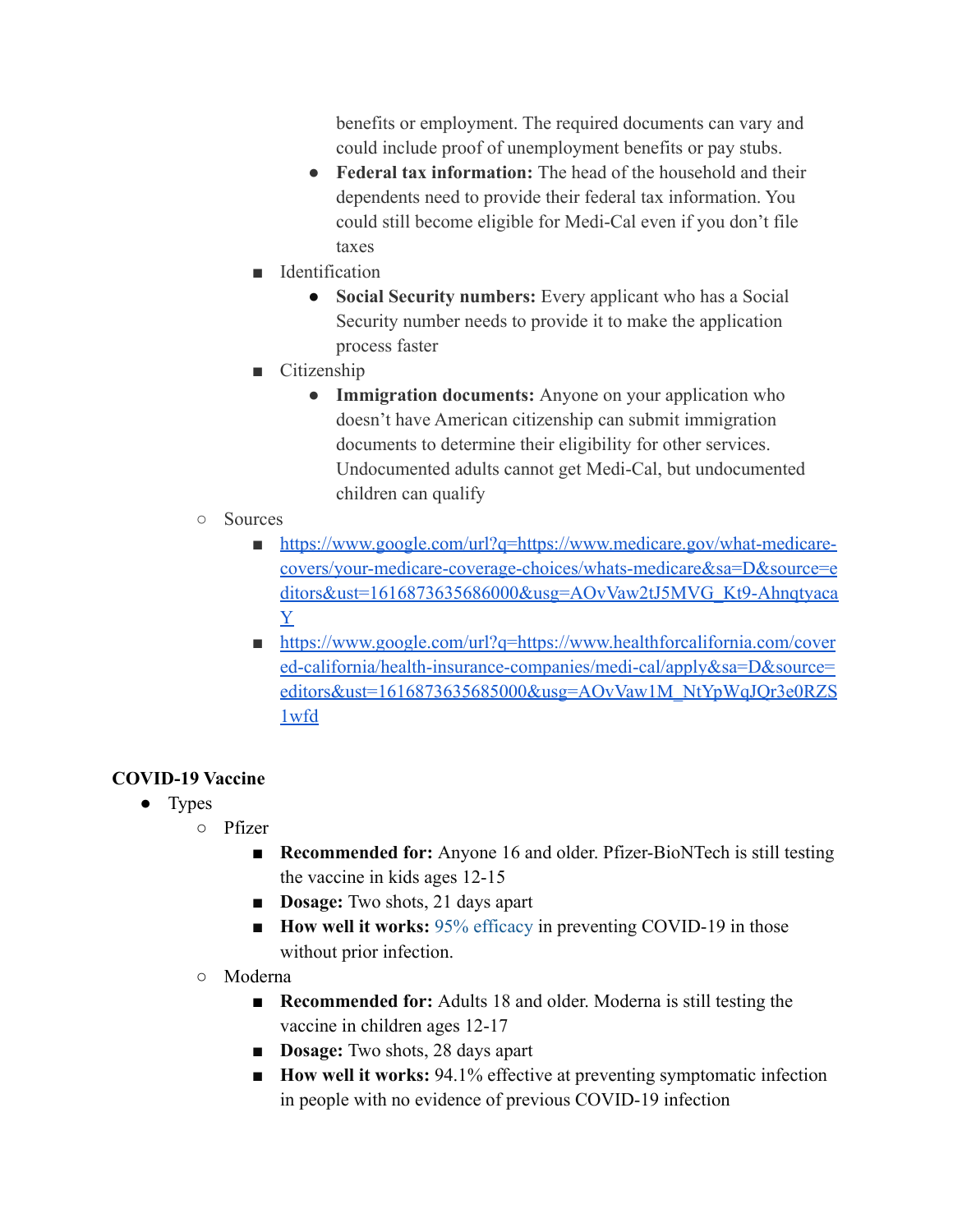benefits or employment. The required documents can vary and could include proof of unemployment benefits or pay stubs.
      - **Federal tax information:** The head of the household and their dependents need to provide their federal tax information. You could still become eligible for Medi-Cal even if you don't file taxes
    - Identification
      - **Social Security numbers:** Every applicant who has a Social Security number needs to provide it to make the application process faster
    - Citizenship
      - **Immigration documents:** Anyone on your application who doesn't have American citizenship can submit immigration documents to determine their eligibility for other services. Undocumented adults cannot get Medi-Cal, but undocumented children can qualify
  - Sources
    - [https://www.google.com/url?q=https://www.medicare.gov/what-medicare-covers/your-medicare-coverage-choices/whats-medicare&sa=D&source=editors&ust=1616873635686000&usg=AOvVaw2tJ5MVG_Kt9-AhnqtyacaY](https://www.google.com/url?q=https://www.medicare.gov/what-medicare-covers/your-medicare-coverage-choices/whats-medicare&sa=D&source=editors&ust=1616873635686000&usg=AOvVaw2tJ5MVG_Kt9-AhnqtyacaY)
    - [https://www.google.com/url?q=https://www.healthforcalifornia.com/covered-california/health-insurance-companies/medi-cal/apply&sa=D&source=editors&ust=1616873635685000&usg=AOvVaw1M_NtYpWqJQr3e0RZS1wfd](https://www.google.com/url?q=https://www.healthforcalifornia.com/covered-california/health-insurance-companies/medi-cal/apply&sa=D&source=editors&ust=1616873635685000&usg=AOvVaw1M_NtYpWqJQr3e0RZS1wfd)

**COVID-19 Vaccine**

- Types
  - Pfizer
    - **Recommended for:** Anyone 16 and older. Pfizer-BioNTech is still testing the vaccine in kids ages 12-15
    - **Dosage:** Two shots, 21 days apart
    - **How well it works:** 95% efficacy in preventing COVID-19 in those without prior infection.
  - Moderna
    - **Recommended for:** Adults 18 and older. Moderna is still testing the vaccine in children ages 12-17
    - **Dosage:** Two shots, 28 days apart
    - **How well it works:** 94.1% effective at preventing symptomatic infection in people with no evidence of previous COVID-19 infection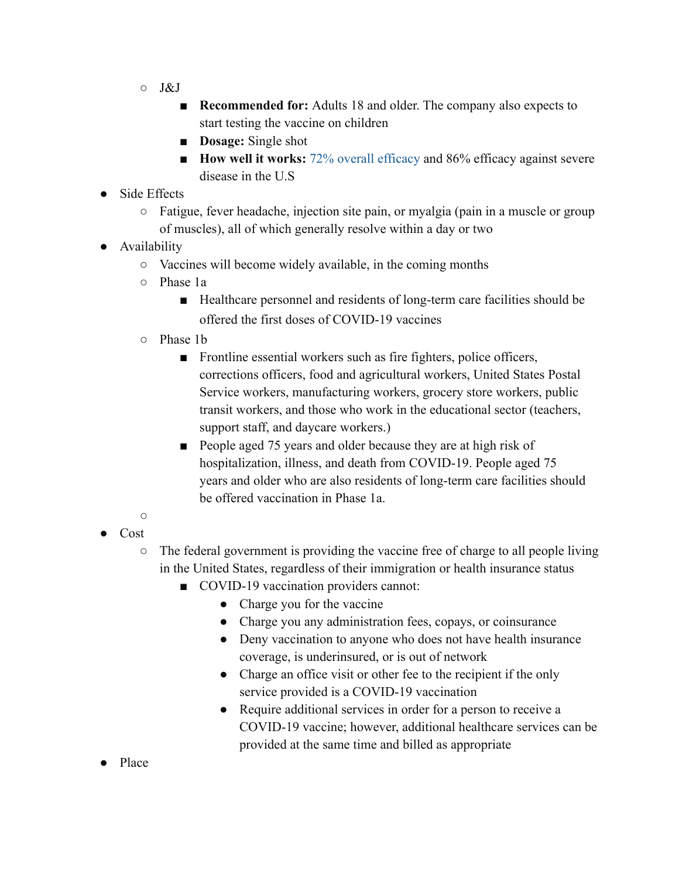- J&J
  - **Recommended for:** Adults 18 and older. The company also expects to start testing the vaccine on children
  - **Dosage:** Single shot
  - **How well it works:** 72% overall efficacy and 86% efficacy against severe disease in the U.S
- Side Effects
  - Fatigue, fever headache, injection site pain, or myalgia (pain in a muscle or group of muscles), all of which generally resolve within a day or two
- Availability
  - Vaccines will become widely available, in the coming months
  - Phase 1a
    - Healthcare personnel and residents of long-term care facilities should be offered the first doses of COVID-19 vaccines
  - Phase 1b
    - Frontline essential workers such as fire fighters, police officers, corrections officers, food and agricultural workers, United States Postal Service workers, manufacturing workers, grocery store workers, public transit workers, and those who work in the educational sector (teachers, support staff, and daycare workers.)
    - People aged 75 years and older because they are at high risk of hospitalization, illness, and death from COVID-19. People aged 75 years and older who are also residents of long-term care facilities should be offered vaccination in Phase 1a.
  - 
- Cost
  - The federal government is providing the vaccine free of charge to all people living in the United States, regardless of their immigration or health insurance status
    - COVID-19 vaccination providers cannot:
      - Charge you for the vaccine
      - Charge you any administration fees, copays, or coinsurance
      - Deny vaccination to anyone who does not have health insurance coverage, is underinsured, or is out of network
      - Charge an office visit or other fee to the recipient if the only service provided is a COVID-19 vaccination
      - Require additional services in order for a person to receive a COVID-19 vaccine; however, additional healthcare services can be provided at the same time and billed as appropriate
- Place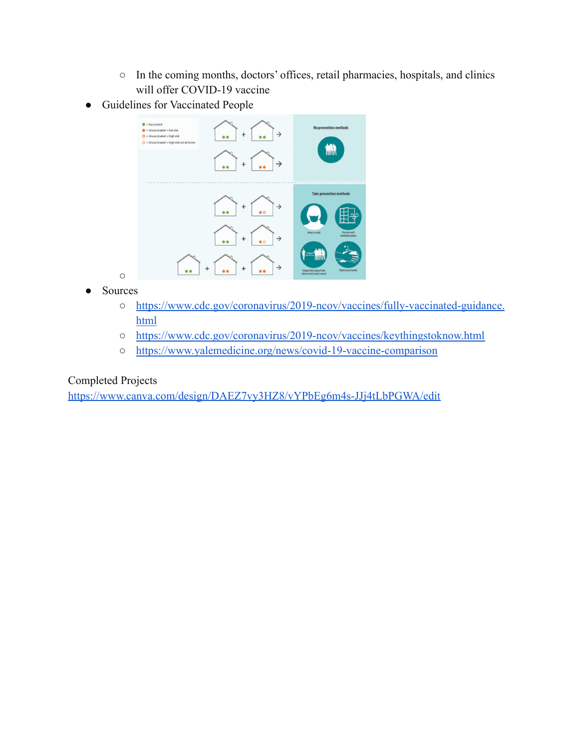- In the coming months, doctors' offices, retail pharmacies, hospitals, and clinics will offer COVID-19 vaccine
- Guidelines for Vaccinated People
    - 
- Sources
    - https://www.cdc.gov/coronavirus/2019-ncov/vaccines/fully-vaccinated-guidance.html
    - https://www.cdc.gov/coronavirus/2019-ncov/vaccines/keythingstoknow.html
    - https://www.yalemedicine.org/news/covid-19-vaccine-comparison

Completed Projects
https://www.canva.com/design/DAEZ7vy3HZ8/vYPbEg6m4s-JJj4tLbPGWA/edit